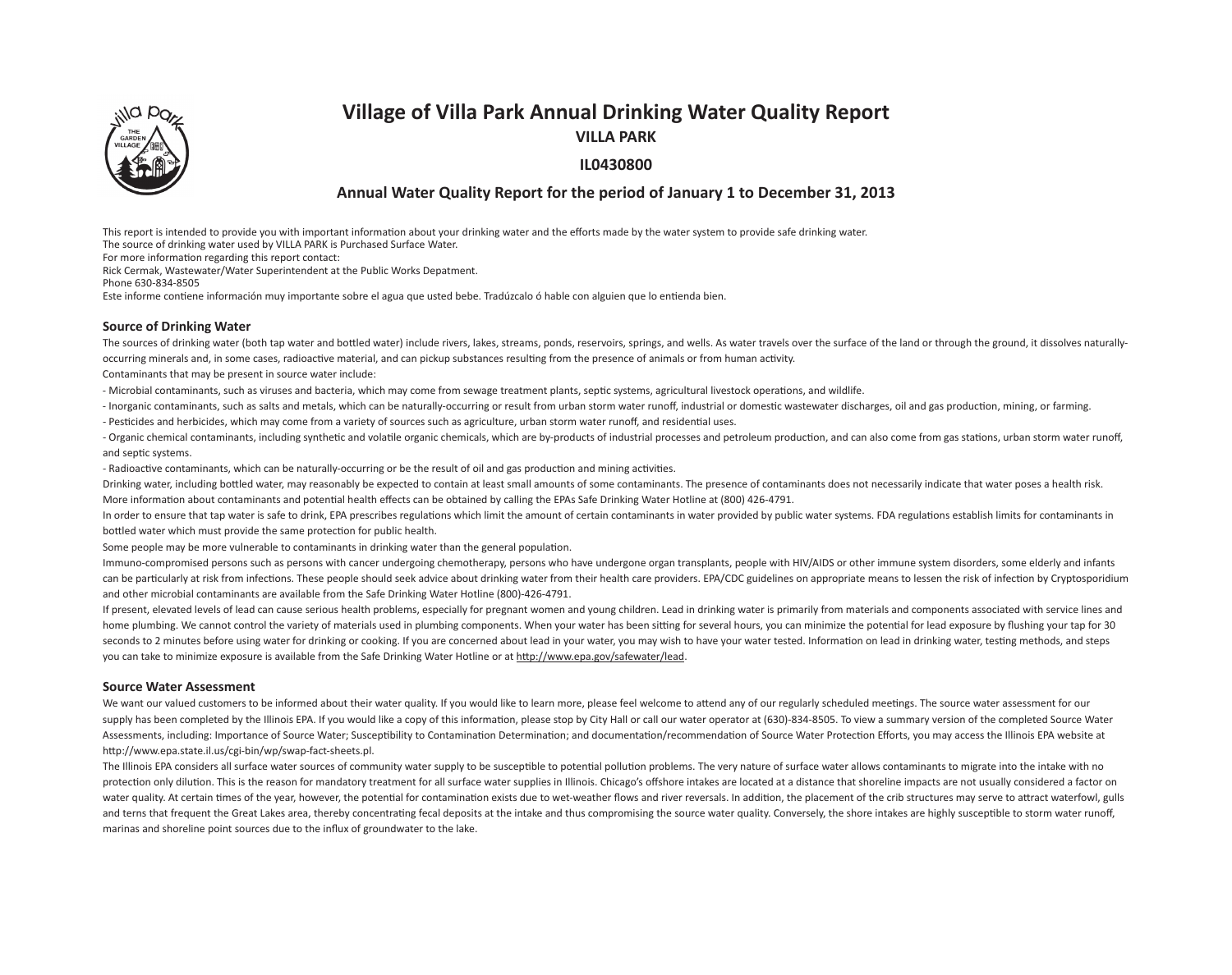# Village of Villa Park Annual Drinking Water Quality Report

**VILLA PARK**

**IL0430800**

**Annual Water Quality Report for the period of January 1 to December 31, 2013**

This report is intended to provide you with important information about your drinking water and the efforts made by the water system to provide safe drinking water.
The source of drinking water used by VILLA PARK is Purchased Surface Water.
For more information regarding this report contact:
Rick Cermak, Wastewater/Water Superintendent at the Public Works Depatment.
Phone 630-834-8505
Este informe contiene información muy importante sobre el agua que usted bebe. Tradúzcalo ó hable con alguien que lo entienda bien.

## Source of Drinking Water

The sources of drinking water (both tap water and bottled water) include rivers, lakes, streams, ponds, reservoirs, springs, and wells. As water travels over the surface of the land or through the ground, it dissolves naturally-occurring minerals and, in some cases, radioactive material, and can pickup substances resulting from the presence of animals or from human activity.

Contaminants that may be present in source water include:

- Microbial contaminants, such as viruses and bacteria, which may come from sewage treatment plants, septic systems, agricultural livestock operations, and wildlife.
- Inorganic contaminants, such as salts and metals, which can be naturally-occurring or result from urban storm water runoff, industrial or domestic wastewater discharges, oil and gas production, mining, or farming.
- Pesticides and herbicides, which may come from a variety of sources such as agriculture, urban storm water runoff, and residential uses.
- Organic chemical contaminants, including synthetic and volatile organic chemicals, which are by-products of industrial processes and petroleum production, and can also come from gas stations, urban storm water runoff, and septic systems.
- Radioactive contaminants, which can be naturally-occurring or be the result of oil and gas production and mining activities.

Drinking water, including bottled water, may reasonably be expected to contain at least small amounts of some contaminants. The presence of contaminants does not necessarily indicate that water poses a health risk. More information about contaminants and potential health effects can be obtained by calling the EPAs Safe Drinking Water Hotline at (800) 426-4791.

In order to ensure that tap water is safe to drink, EPA prescribes regulations which limit the amount of certain contaminants in water provided by public water systems. FDA regulations establish limits for contaminants in bottled water which must provide the same protection for public health.

Some people may be more vulnerable to contaminants in drinking water than the general population.

Immuno-compromised persons such as persons with cancer undergoing chemotherapy, persons who have undergone organ transplants, people with HIV/AIDS or other immune system disorders, some elderly and infants can be particularly at risk from infections. These people should seek advice about drinking water from their health care providers. EPA/CDC guidelines on appropriate means to lessen the risk of infection by Cryptosporidium and other microbial contaminants are available from the Safe Drinking Water Hotline (800)-426-4791.

If present, elevated levels of lead can cause serious health problems, especially for pregnant women and young children. Lead in drinking water is primarily from materials and components associated with service lines and home plumbing. We cannot control the variety of materials used in plumbing components. When your water has been sitting for several hours, you can minimize the potential for lead exposure by flushing your tap for 30 seconds to 2 minutes before using water for drinking or cooking. If you are concerned about lead in your water, you may wish to have your water tested. Information on lead in drinking water, testing methods, and steps you can take to minimize exposure is available from the Safe Drinking Water Hotline or at http://www.epa.gov/safewater/lead.

## Source Water Assessment

We want our valued customers to be informed about their water quality. If you would like to learn more, please feel welcome to attend any of our regularly scheduled meetings. The source water assessment for our supply has been completed by the Illinois EPA. If you would like a copy of this information, please stop by City Hall or call our water operator at (630)-834-8505. To view a summary version of the completed Source Water Assessments, including: Importance of Source Water; Susceptibility to Contamination Determination; and documentation/recommendation of Source Water Protection Efforts, you may access the Illinois EPA website at http://www.epa.state.il.us/cgi-bin/wp/swap-fact-sheets.pl.

The Illinois EPA considers all surface water sources of community water supply to be susceptible to potential pollution problems. The very nature of surface water allows contaminants to migrate into the intake with no protection only dilution. This is the reason for mandatory treatment for all surface water supplies in Illinois. Chicago's offshore intakes are located at a distance that shoreline impacts are not usually considered a factor on water quality. At certain times of the year, however, the potential for contamination exists due to wet-weather flows and river reversals. In addition, the placement of the crib structures may serve to attract waterfowl, gulls and terns that frequent the Great Lakes area, thereby concentrating fecal deposits at the intake and thus compromising the source water quality. Conversely, the shore intakes are highly susceptible to storm water runoff, marinas and shoreline point sources due to the influx of groundwater to the lake.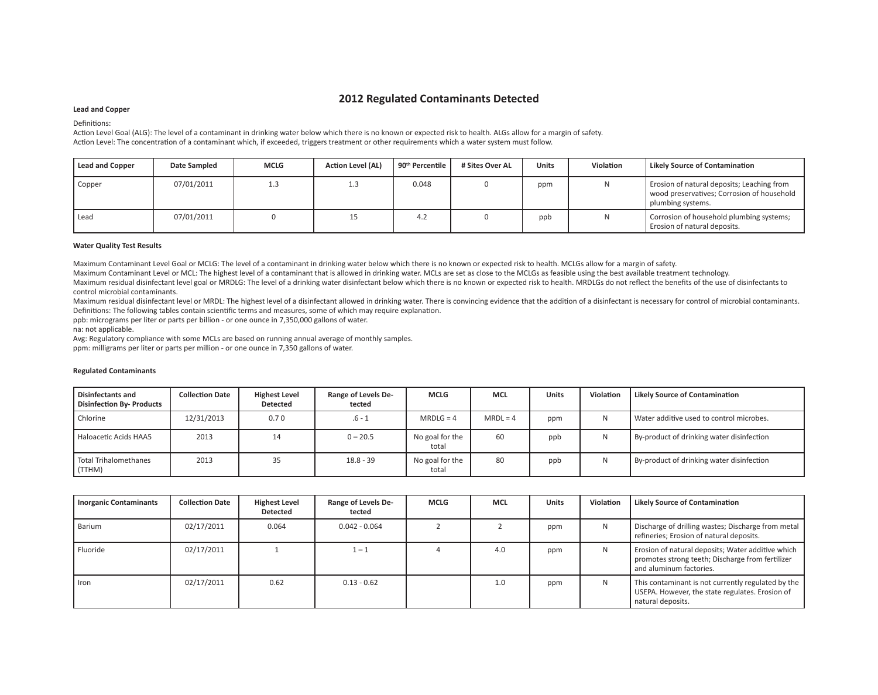# 2012 Regulated Contaminants Detected

**Lead and Copper**

Definitions:
Action Level Goal (ALG): The level of a contaminant in drinking water below which there is no known or expected risk to health. ALGs allow for a margin of safety.
Action Level: The concentration of a contaminant which, if exceeded, triggers treatment or other requirements which a water system must follow.

| Lead and Copper | Date Sampled | MCLG | Action Level (AL) | 90th Percentile | # Sites Over AL | Units | Violation | Likely Source of Contamination |
|---|---|---|---|---|---|---|---|---|
| Copper | 07/01/2011 | 1.3 | 1.3 | 0.048 | 0 | ppm | N | Erosion of natural deposits; Leaching from wood preservatives; Corrosion of household plumbing systems. |
| Lead | 07/01/2011 | 0 | 15 | 4.2 | 0 | ppb | N | Corrosion of household plumbing systems; Erosion of natural deposits. |

**Water Quality Test Results**

Maximum Contaminant Level Goal or MCLG: The level of a contaminant in drinking water below which there is no known or expected risk to health. MCLGs allow for a margin of safety.
Maximum Contaminant Level or MCL: The highest level of a contaminant that is allowed in drinking water. MCLs are set as close to the MCLGs as feasible using the best available treatment technology.
Maximum residual disinfectant level goal or MRDLG: The level of a drinking water disinfectant below which there is no known or expected risk to health. MRDLGs do not reflect the benefits of the use of disinfectants to control microbial contaminants.
Maximum residual disinfectant level or MRDL: The highest level of a disinfectant allowed in drinking water. There is convincing evidence that the addition of a disinfectant is necessary for control of microbial contaminants.
Definitions: The following tables contain scientific terms and measures, some of which may require explanation.
ppb: micrograms per liter or parts per billion - or one ounce in 7,350,000 gallons of water.
na: not applicable.
Avg: Regulatory compliance with some MCLs are based on running annual average of monthly samples.
ppm: milligrams per liter or parts per million - or one ounce in 7,350 gallons of water.

**Regulated Contaminants**

| Disinfectants and Disinfection By- Products | Collection Date | Highest Level Detected | Range of Levels Detected | MCLG | MCL | Units | Violation | Likely Source of Contamination |
|---|---|---|---|---|---|---|---|---|
| Chlorine | 12/31/2013 | 0.7 0 | .6 - 1 | MRDLG = 4 | MRDL = 4 | ppm | N | Water additive used to control microbes. |
| Haloacetic Acids HAA5 | 2013 | 14 | 0 – 20.5 | No goal for the total | 60 | ppb | N | By-product of drinking water disinfection |
| Total Trihalomethanes (TTHM) | 2013 | 35 | 18.8 - 39 | No goal for the total | 80 | ppb | N | By-product of drinking water disinfection |

| Inorganic Contaminants | Collection Date | Highest Level Detected | Range of Levels Detected | MCLG | MCL | Units | Violation | Likely Source of Contamination |
|---|---|---|---|---|---|---|---|---|
| Barium | 02/17/2011 | 0.064 | 0.042 - 0.064 | 2 | 2 | ppm | N | Discharge of drilling wastes; Discharge from metal refineries; Erosion of natural deposits. |
| Fluoride | 02/17/2011 | 1 | 1 – 1 | 4 | 4.0 | ppm | N | Erosion of natural deposits; Water additive which promotes strong teeth; Discharge from fertilizer and aluminum factories. |
| Iron | 02/17/2011 | 0.62 | 0.13 - 0.62 | | 1.0 | ppm | N | This contaminant is not currently regulated by the USEPA. However, the state regulates. Erosion of natural deposits. |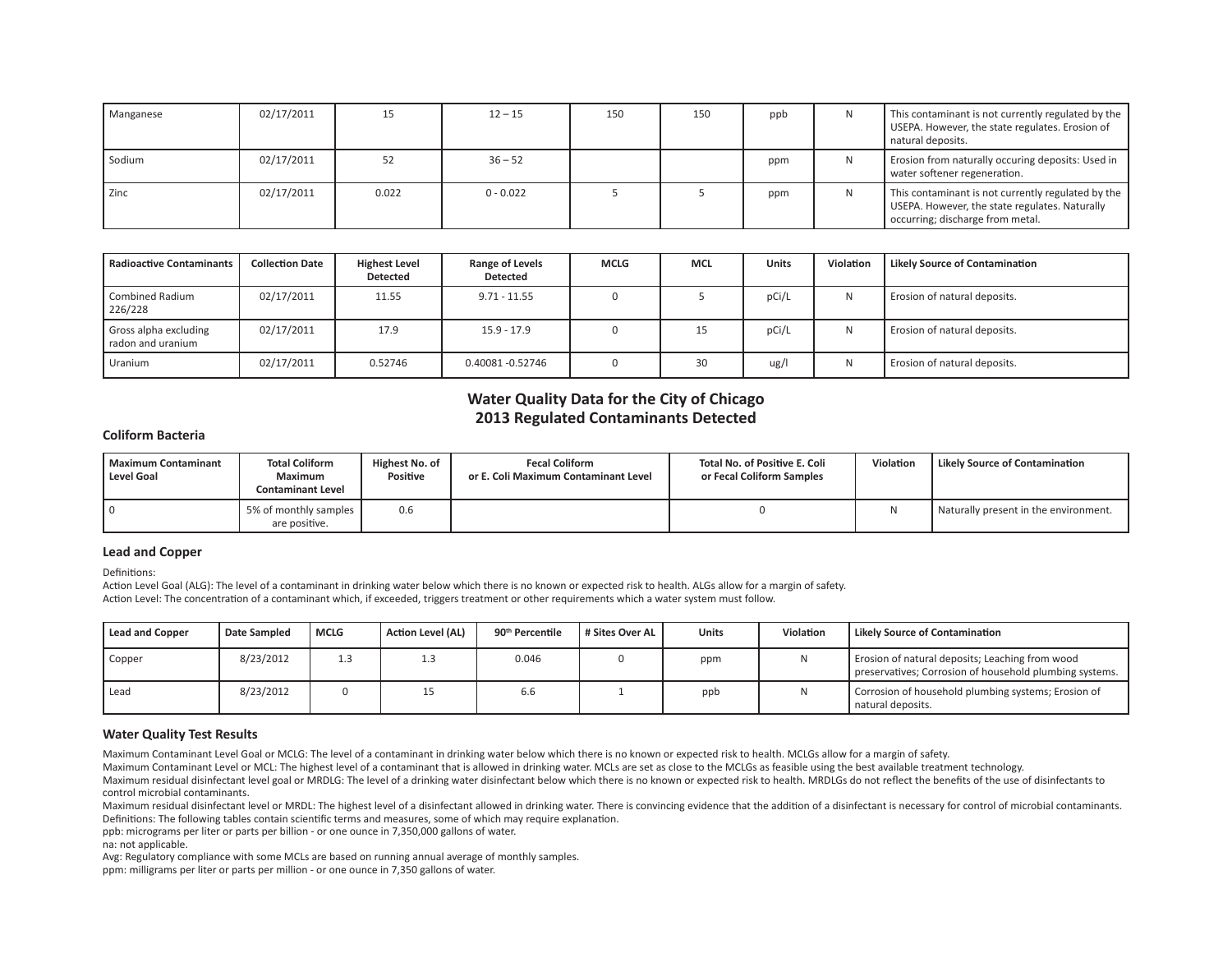| Manganese | 02/17/2011 | 15 | 12 – 15 | 150 | 150 | ppb | N | This contaminant is not currently regulated by the USEPA. However, the state regulates. Erosion of natural deposits. |
|---|---|---|---|---|---|---|---|---|
| Sodium | 02/17/2011 | 52 | 36 – 52 | | | ppm | N | Erosion from naturally occuring deposits: Used in water softener regeneration. |
| Zinc | 02/17/2011 | 0.022 | 0 - 0.022 | 5 | 5 | ppm | N | This contaminant is not currently regulated by the USEPA. However, the state regulates. Naturally occurring; discharge from metal. |

| Radioactive Contaminants | Collection Date | Highest Level Detected | Range of Levels Detected | MCLG | MCL | Units | Violation | Likely Source of Contamination |
|---|---|---|---|---|---|---|---|---|
| Combined Radium 226/228 | 02/17/2011 | 11.55 | 9.71 - 11.55 | 0 | 5 | pCi/L | N | Erosion of natural deposits. |
| Gross alpha excluding radon and uranium | 02/17/2011 | 17.9 | 15.9 - 17.9 | 0 | 15 | pCi/L | N | Erosion of natural deposits. |
| Uranium | 02/17/2011 | 0.52746 | 0.40081 -0.52746 | 0 | 30 | ug/l | N | Erosion of natural deposits. |

## Water Quality Data for the City of Chicago
## 2013 Regulated Contaminants Detected

### Coliform Bacteria

| Maximum Contaminant Level Goal | Total Coliform Maximum Contaminant Level | Highest No. of Positive | Fecal Coliform or E. Coli Maximum Contaminant Level | Total No. of Positive E. Coli or Fecal Coliform Samples | Violation | Likely Source of Contamination |
|---|---|---|---|---|---|---|
| 0 | 5% of monthly samples are positive. | 0.6 | | 0 | N | Naturally present in the environment. |

### Lead and Copper

Definitions:
Action Level Goal (ALG): The level of a contaminant in drinking water below which there is no known or expected risk to health. ALGs allow for a margin of safety.
Action Level: The concentration of a contaminant which, if exceeded, triggers treatment or other requirements which a water system must follow.

| Lead and Copper | Date Sampled | MCLG | Action Level (AL) | 90th Percentile | # Sites Over AL | Units | Violation | Likely Source of Contamination |
|---|---|---|---|---|---|---|---|---|
| Copper | 8/23/2012 | 1.3 | 1.3 | 0.046 | 0 | ppm | N | Erosion of natural deposits; Leaching from wood preservatives; Corrosion of household plumbing systems. |
| Lead | 8/23/2012 | 0 | 15 | 6.6 | 1 | ppb | N | Corrosion of household plumbing systems; Erosion of natural deposits. |

### Water Quality Test Results

Maximum Contaminant Level Goal or MCLG: The level of a contaminant in drinking water below which there is no known or expected risk to health. MCLGs allow for a margin of safety.
Maximum Contaminant Level or MCL: The highest level of a contaminant that is allowed in drinking water. MCLs are set as close to the MCLGs as feasible using the best available treatment technology.
Maximum residual disinfectant level goal or MRDLG: The level of a drinking water disinfectant below which there is no known or expected risk to health. MRDLGs do not reflect the benefits of the use of disinfectants to control microbial contaminants.
Maximum residual disinfectant level or MRDL: The highest level of a disinfectant allowed in drinking water. There is convincing evidence that the addition of a disinfectant is necessary for control of microbial contaminants.
Definitions: The following tables contain scientific terms and measures, some of which may require explanation.
ppb: micrograms per liter or parts per billion - or one ounce in 7,350,000 gallons of water.
na: not applicable.
Avg: Regulatory compliance with some MCLs are based on running annual average of monthly samples.
ppm: milligrams per liter or parts per million - or one ounce in 7,350 gallons of water.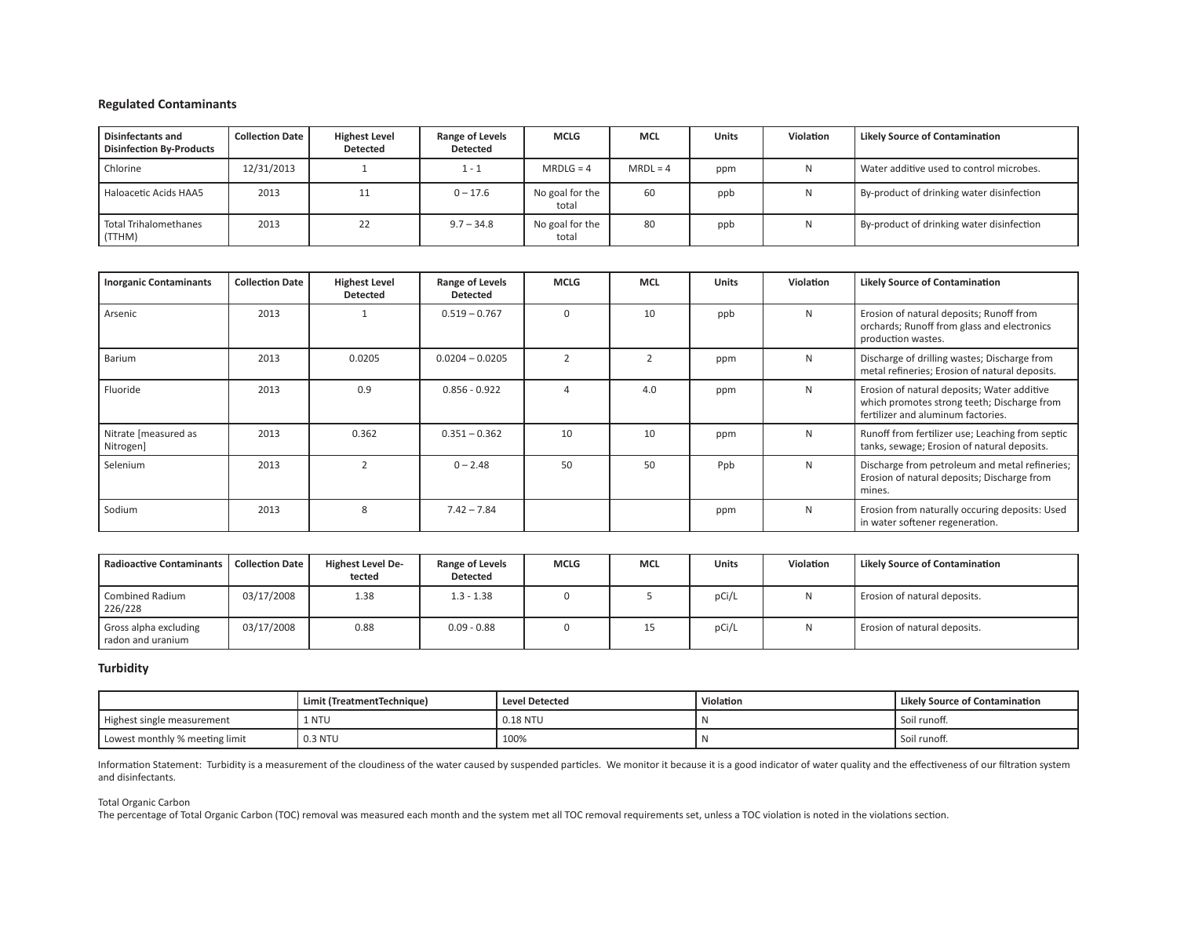### Regulated Contaminants

| Disinfectants and Disinfection By-Products | Collection Date | Highest Level Detected | Range of Levels Detected | MCLG | MCL | Units | Violation | Likely Source of Contamination |
|---|---|---|---|---|---|---|---|---|
| Chlorine | 12/31/2013 | 1 | 1 - 1 | MRDLG = 4 | MRDL = 4 | ppm | N | Water additive used to control microbes. |
| Haloacetic Acids HAA5 | 2013 | 11 | 0 – 17.6 | No goal for the total | 60 | ppb | N | By-product of drinking water disinfection |
| Total Trihalomethanes (TTHM) | 2013 | 22 | 9.7 – 34.8 | No goal for the total | 80 | ppb | N | By-product of drinking water disinfection |

| Inorganic Contaminants | Collection Date | Highest Level Detected | Range of Levels Detected | MCLG | MCL | Units | Violation | Likely Source of Contamination |
|---|---|---|---|---|---|---|---|---|
| Arsenic | 2013 | 1 | 0.519 – 0.767 | 0 | 10 | ppb | N | Erosion of natural deposits; Runoff from orchards; Runoff from glass and electronics production wastes. |
| Barium | 2013 | 0.0205 | 0.0204 – 0.0205 | 2 | 2 | ppm | N | Discharge of drilling wastes; Discharge from metal refineries; Erosion of natural deposits. |
| Fluoride | 2013 | 0.9 | 0.856 - 0.922 | 4 | 4.0 | ppm | N | Erosion of natural deposits; Water additive which promotes strong teeth; Discharge from fertilizer and aluminum factories. |
| Nitrate [measured as Nitrogen] | 2013 | 0.362 | 0.351 – 0.362 | 10 | 10 | ppm | N | Runoff from fertilizer use; Leaching from septic tanks, sewage; Erosion of natural deposits. |
| Selenium | 2013 | 2 | 0 – 2.48 | 50 | 50 | Ppb | N | Discharge from petroleum and metal refineries; Erosion of natural deposits; Discharge from mines. |
| Sodium | 2013 | 8 | 7.42 – 7.84 | | | ppm | N | Erosion from naturally occuring deposits: Used in water softener regeneration. |

| Radioactive Contaminants | Collection Date | Highest Level Detected | Range of Levels Detected | MCLG | MCL | Units | Violation | Likely Source of Contamination |
|---|---|---|---|---|---|---|---|---|
| Combined Radium 226/228 | 03/17/2008 | 1.38 | 1.3 - 1.38 | 0 | 5 | pCi/L | N | Erosion of natural deposits. |
| Gross alpha excluding radon and uranium | 03/17/2008 | 0.88 | 0.09 - 0.88 | 0 | 15 | pCi/L | N | Erosion of natural deposits. |

### Turbidity

| | Limit (TreatmentTechnique) | Level Detected | Violation | Likely Source of Contamination |
|---|---|---|---|---|
| Highest single measurement | 1 NTU | 0.18 NTU | N | Soil runoff. |
| Lowest monthly % meeting limit | 0.3 NTU | 100% | N | Soil runoff. |

Information Statement: Turbidity is a measurement of the cloudiness of the water caused by suspended particles. We monitor it because it is a good indicator of water quality and the effectiveness of our filtration system and disinfectants.

Total Organic Carbon
The percentage of Total Organic Carbon (TOC) removal was measured each month and the system met all TOC removal requirements set, unless a TOC violation is noted in the violations section.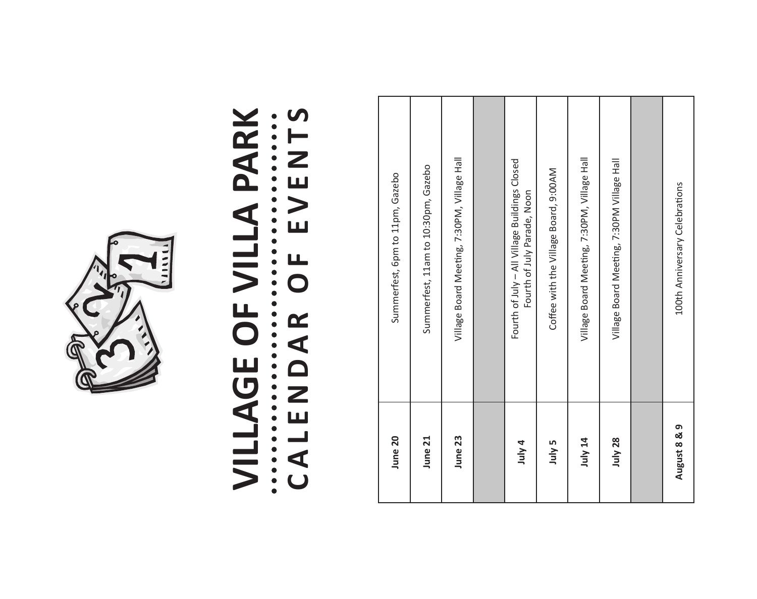# VILLAGE OF VILLA PARK

## CALENDAR OF EVENTS

| | |
|---|---|
| **June 20** | Summerfest, 6pm to 11pm, Gazebo |
| **June 21** | Summerfest, 11am to 10:30pm, Gazebo |
| **June 23** | Village Board Meeting, 7:30PM, Village Hall |
| | |
| **July 4** | Fourth of July – All Village Buildings Closed<br>Fourth of July Parade, Noon |
| **July 5** | Coffee with the Village Board, 9:00AM |
| **July 14** | Village Board Meeting, 7:30PM, Village Hall |
| **July 28** | Village Board Meeting, 7:30PM Village Hall |
| | |
| **August 8 & 9** | 100th Anniversary Celebrations |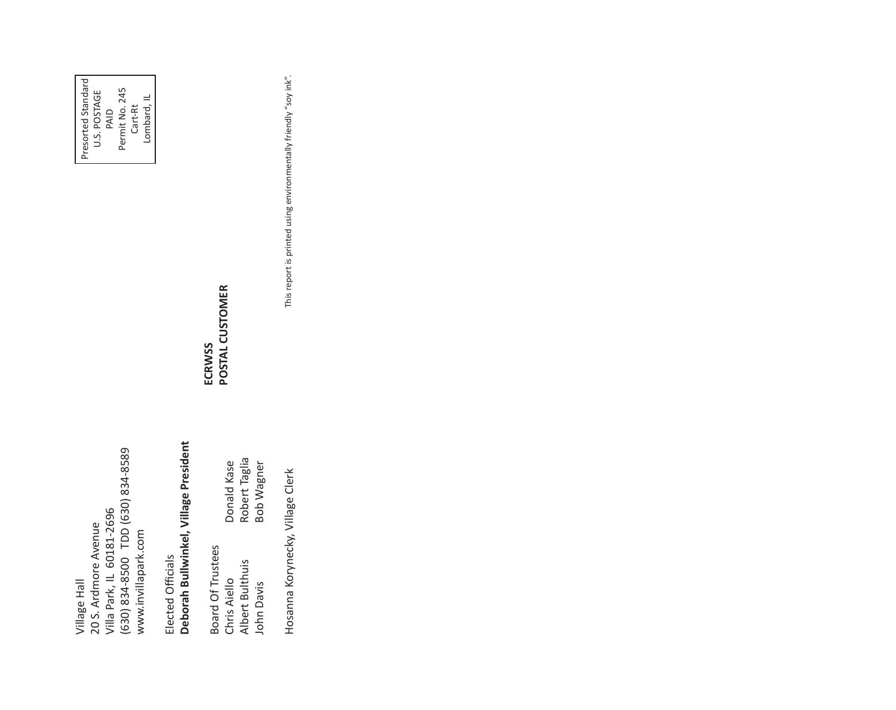Village Hall
20 S. Ardmore Avenue
Villa Park, IL 60181-2696
(630) 834-8500 TDD (630) 834-8589
www.invillapark.com

Elected Officials
**Deborah Bullwinkel, Village President**

Board Of Trustees

| | |
|---|---|
| Chris Aiello | Donald Kase |
| Albert Bulthuis | Robert Taglia |
| John Davis | Bob Wagner |

Hosanna Korynecky, Village Clerk

Presorted Standard
U.S. POSTAGE
PAID
Permit No. 245
Cart-Rt
Lombard, IL

**ECRWSS**
**POSTAL CUSTOMER**

This report is printed using environmentally friendly "soy ink".